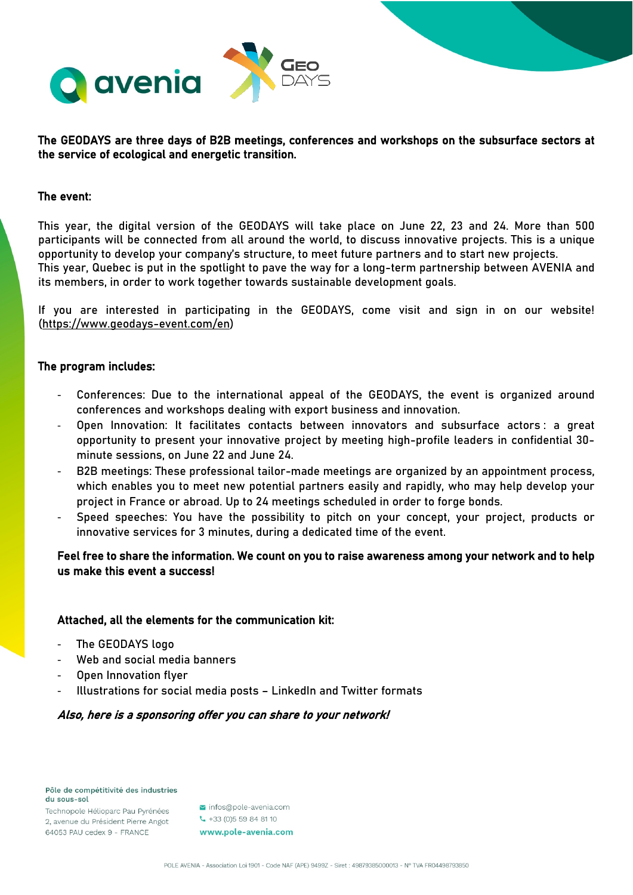**The GEODAYS are three days of B2B meetings, conferences and workshops on the subsurface sectors at the service of ecological and energetic transition.**

**The event:**

This year, the digital version of the GEODAYS will take place on June 22, 23 and 24. More than 500 participants will be connected from all around the world, to discuss innovative projects. This is a unique opportunity to develop your company's structure, to meet future partners and to start new projects.
This year, Quebec is put in the spotlight to pave the way for a long-term partnership between AVENIA and its members, in order to work together towards sustainable development goals.

If you are interested in participating in the GEODAYS, come visit and sign in on our website! (https://www.geodays-event.com/en)

**The program includes:**

- Conferences: Due to the international appeal of the GEODAYS, the event is organized around conferences and workshops dealing with export business and innovation.
- Open Innovation: It facilitates contacts between innovators and subsurface actors : a great opportunity to present your innovative project by meeting high-profile leaders in confidential 30-minute sessions, on June 22 and June 24.
- B2B meetings: These professional tailor-made meetings are organized by an appointment process, which enables you to meet new potential partners easily and rapidly, who may help develop your project in France or abroad. Up to 24 meetings scheduled in order to forge bonds.
- Speed speeches: You have the possibility to pitch on your concept, your project, products or innovative services for 3 minutes, during a dedicated time of the event.

**Feel free to share the information. We count on you to raise awareness among your network and to help us make this event a success!**

**Attached, all the elements for the communication kit:**

- The GEODAYS logo
- Web and social media banners
- Open Innovation flyer
- Illustrations for social media posts – LinkedIn and Twitter formats

***Also, here is a sponsoring offer you can share to your network!***

Pôle de compétitivité des industries du sous-sol
Technopole Hélioparc Pau Pyrénées
2, avenue du Président Pierre Angot
64053 PAU cedex 9 - FRANCE

infos@pole-avenia.com
+33 (0)5 59 84 81 10
**www.pole-avenia.com**

POLE AVENIA - Association Loi 1901 - Code NAF (APE) 9499Z - Siret : 49879385000013 - N° TVA FR04498793850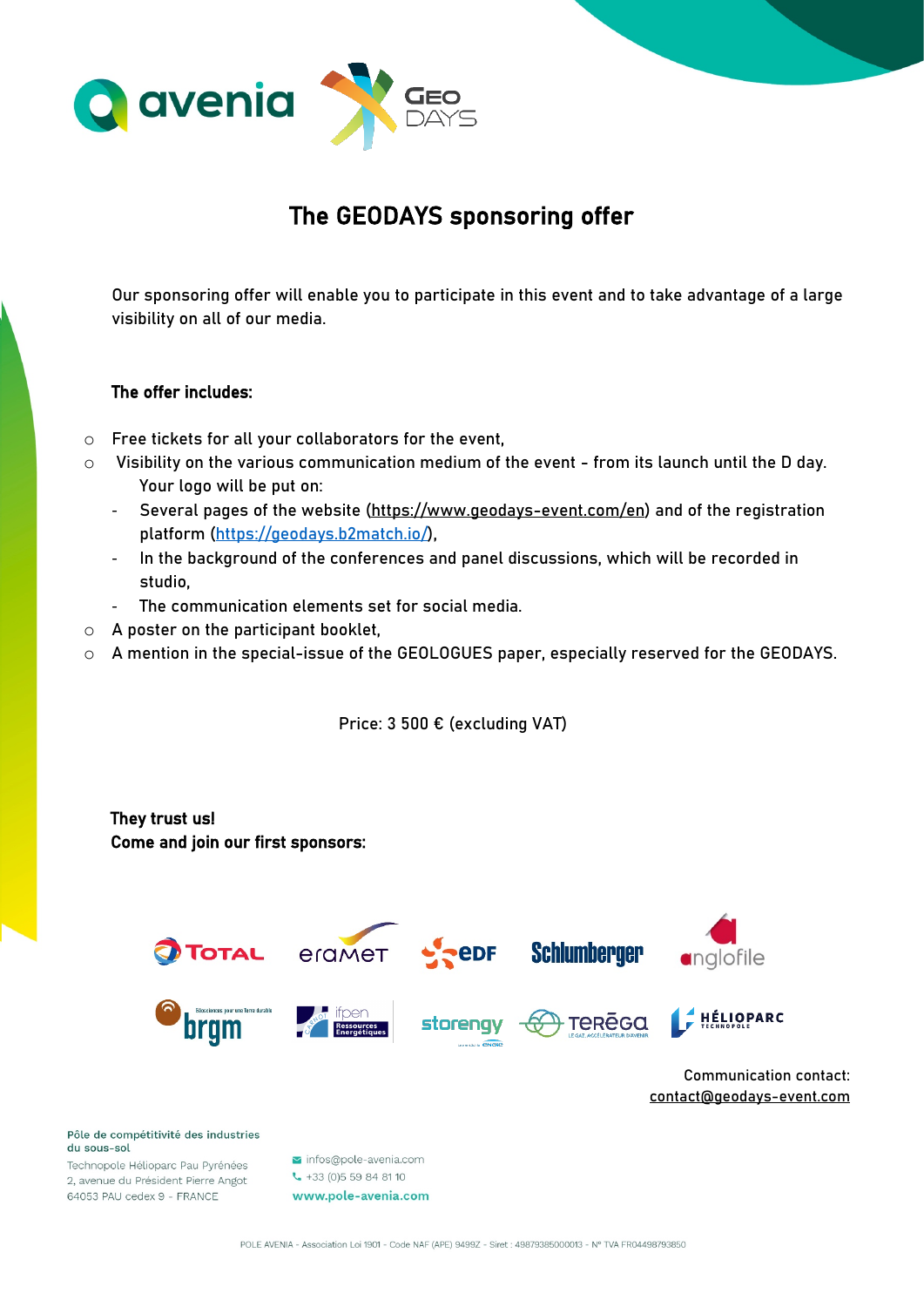# The GEODAYS sponsoring offer

Our sponsoring offer will enable you to participate in this event and to take advantage of a large visibility on all of our media.

**The offer includes:**

- Free tickets for all your collaborators for the event,
- Visibility on the various communication medium of the event - from its launch until the D day. Your logo will be put on:
  - Several pages of the website (https://www.geodays-event.com/en) and of the registration platform (https://geodays.b2match.io/),
  - In the background of the conferences and panel discussions, which will be recorded in studio,
  - The communication elements set for social media.
- A poster on the participant booklet,
- A mention in the special-issue of the GEOLOGUES paper, especially reserved for the GEODAYS.

Price: 3 500 € (excluding VAT)

**They trust us!**
**Come and join our first sponsors:**

Communication contact:
contact@geodays-event.com

Pôle de compétitivité des industries du sous-sol
Technopole Hélioparc Pau Pyrénées
2, avenue du Président Pierre Angot
64053 PAU cedex 9 - FRANCE

infos@pole-avenia.com
+33 (0)5 59 84 81 10
www.pole-avenia.com

POLE AVENIA - Association Loi 1901 - Code NAF (APE) 9499Z - Siret : 49879385000013 - N° TVA FR04498793850